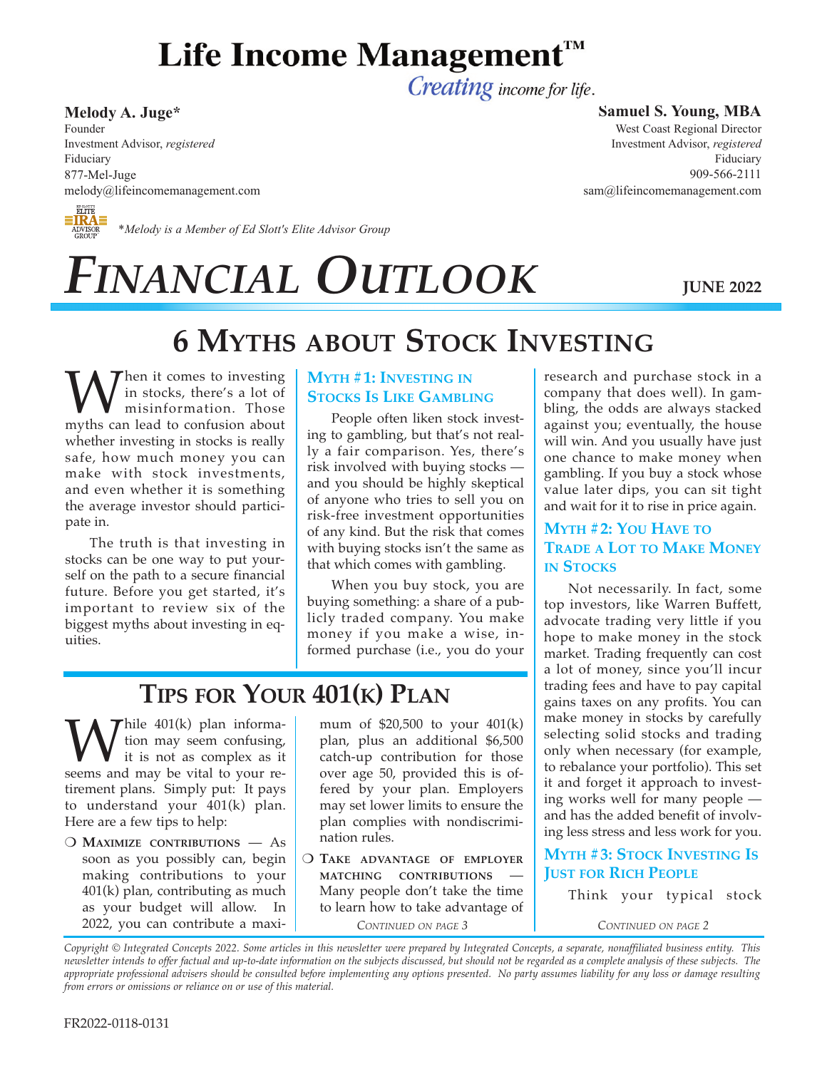# Life Income Management™

*Creating income for life.*

**Melody A. Juge***
Founder
Investment Advisor, *registered*
Fiduciary
877-Mel-Juge
melody@lifeincomemanagement.com

**Samuel S. Young, MBA**
West Coast Regional Director
Investment Advisor, *registered*
Fiduciary
909-566-2111
sam@lifeincomemanagement.com

*\*Melody is a Member of Ed Slott's Elite Advisor Group*

# *FINANCIAL OUTLOOK*

**JUNE 2022**

## 6 Myths about Stock Investing

When it comes to investing in stocks, there's a lot of misinformation. Those myths can lead to confusion about whether investing in stocks is really safe, how much money you can make with stock investments, and even whether it is something the average investor should participate in.

The truth is that investing in stocks can be one way to put yourself on the path to a secure financial future. Before you get started, it's important to review six of the biggest myths about investing in equities.

### Myth #1: Investing in Stocks Is Like Gambling

People often liken stock investing to gambling, but that's not really a fair comparison. Yes, there's risk involved with buying stocks — and you should be highly skeptical of anyone who tries to sell you on risk-free investment opportunities of any kind. But the risk that comes with buying stocks isn't the same as that which comes with gambling.

When you buy stock, you are buying something: a share of a publicly traded company. You make money if you make a wise, informed purchase (i.e., you do your research and purchase stock in a company that does well). In gambling, the odds are always stacked against you; eventually, the house will win. And you usually have just one chance to make money when gambling. If you buy a stock whose value later dips, you can sit tight and wait for it to rise in price again.

### Myth #2: You Have to Trade a Lot to Make Money in Stocks

Not necessarily. In fact, some top investors, like Warren Buffett, advocate trading very little if you hope to make money in the stock market. Trading frequently can cost a lot of money, since you'll incur trading fees and have to pay capital gains taxes on any profits. You can make money in stocks by carefully selecting solid stocks and trading only when necessary (for example, to rebalance your portfolio). This set it and forget it approach to investing works well for many people — and has the added benefit of involving less stress and less work for you.

### Myth #3: Stock Investing Is Just for Rich People

Think your typical stock

*Continued on page 2*

## Tips for Your 401(k) Plan

While 401(k) plan information may seem confusing, it is not as complex as it seems and may be vital to your retirement plans. Simply put: It pays to understand your 401(k) plan. Here are a few tips to help:

- **Maximize contributions** — As soon as you possibly can, begin making contributions to your 401(k) plan, contributing as much as your budget will allow. In 2022, you can contribute a maximum of $20,500 to your 401(k) plan, plus an additional $6,500 catch-up contribution for those over age 50, provided this is offered by your plan. Employers may set lower limits to ensure the plan complies with nondiscrimination rules.
- **Take advantage of employer matching contributions** — Many people don't take the time to learn how to take advantage of

*Continued on page 3*

*Copyright © Integrated Concepts 2022. Some articles in this newsletter were prepared by Integrated Concepts, a separate, nonaffiliated business entity. This newsletter intends to offer factual and up-to-date information on the subjects discussed, but should not be regarded as a complete analysis of these subjects. The appropriate professional advisers should be consulted before implementing any options presented. No party assumes liability for any loss or damage resulting from errors or omissions or reliance on or use of this material.*

FR2022-0118-0131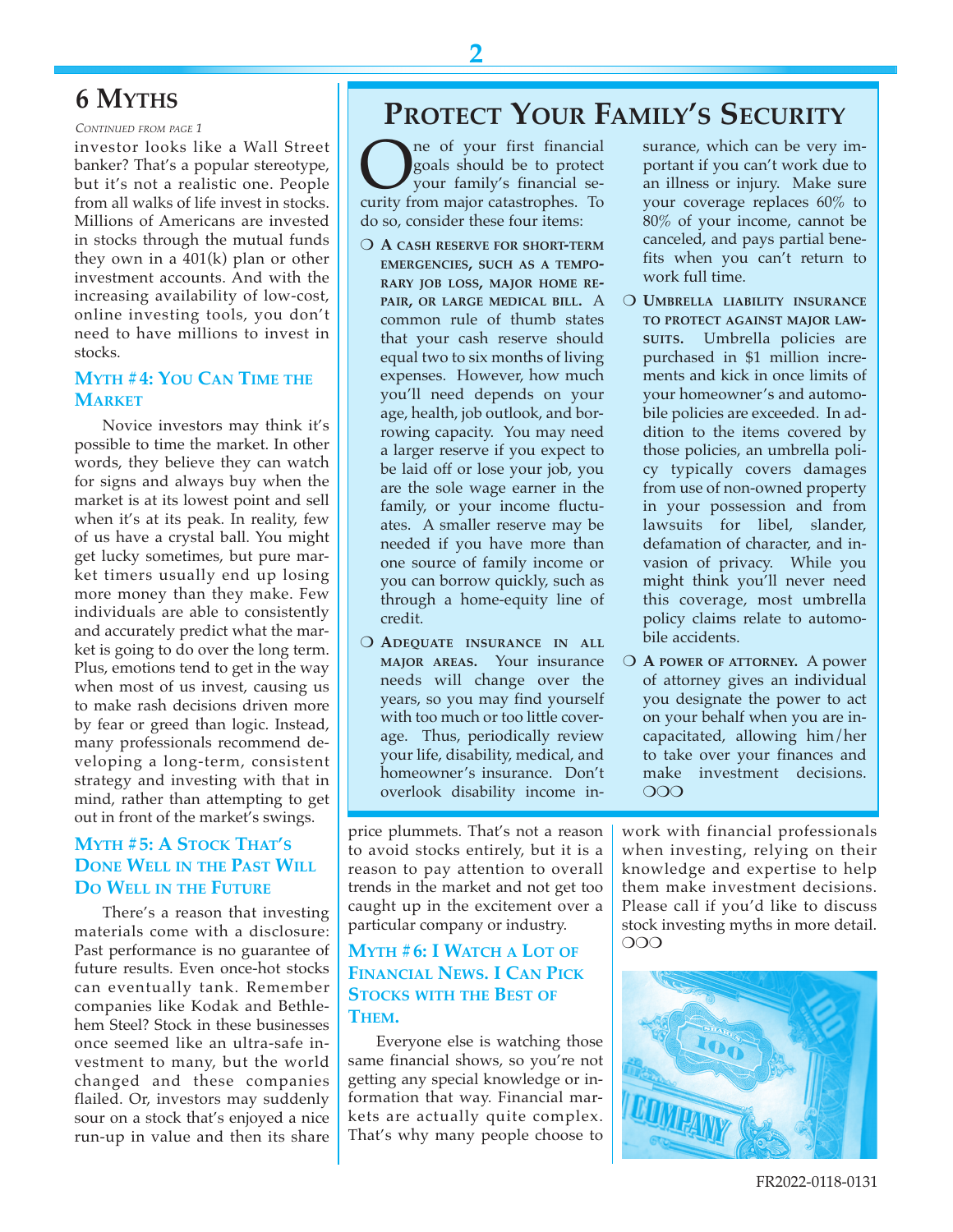## 6 Myths

*Continued from page 1*

investor looks like a Wall Street banker? That's a popular stereotype, but it's not a realistic one. People from all walks of life invest in stocks. Millions of Americans are invested in stocks through the mutual funds they own in a 401(k) plan or other investment accounts. And with the increasing availability of low-cost, online investing tools, you don't need to have millions to invest in stocks.

### Myth #4: You Can Time the Market

Novice investors may think it's possible to time the market. In other words, they believe they can watch for signs and always buy when the market is at its lowest point and sell when it's at its peak. In reality, few of us have a crystal ball. You might get lucky sometimes, but pure market timers usually end up losing more money than they make. Few individuals are able to consistently and accurately predict what the market is going to do over the long term. Plus, emotions tend to get in the way when most of us invest, causing us to make rash decisions driven more by fear or greed than logic. Instead, many professionals recommend developing a long-term, consistent strategy and investing with that in mind, rather than attempting to get out in front of the market's swings.

### Myth #5: A Stock That's Done Well in the Past Will Do Well in the Future

There's a reason that investing materials come with a disclosure: Past performance is no guarantee of future results. Even once-hot stocks can eventually tank. Remember companies like Kodak and Bethlehem Steel? Stock in these businesses once seemed like an ultra-safe investment to many, but the world changed and these companies flailed. Or, investors may suddenly sour on a stock that's enjoyed a nice run-up in value and then its share price plummets. That's not a reason to avoid stocks entirely, but it is a reason to pay attention to overall trends in the market and not get too caught up in the excitement over a particular company or industry.

### Myth #6: I Watch a Lot of Financial News. I Can Pick Stocks with the Best of Them.

Everyone else is watching those same financial shows, so you're not getting any special knowledge or information that way. Financial markets are actually quite complex. That's why many people choose to work with financial professionals when investing, relying on their knowledge and expertise to help them make investment decisions. Please call if you'd like to discuss stock investing myths in more detail. ❍❍❍

## Protect Your Family's Security

One of your first financial goals should be to protect your family's financial security from major catastrophes. To do so, consider these four items:

- **A cash reserve for short-term emergencies, such as a temporary job loss, major home repair, or large medical bill.** A common rule of thumb states that your cash reserve should equal two to six months of living expenses. However, how much you'll need depends on your age, health, job outlook, and borrowing capacity. You may need a larger reserve if you expect to be laid off or lose your job, you are the sole wage earner in the family, or your income fluctuates. A smaller reserve may be needed if you have more than one source of family income or you can borrow quickly, such as through a home-equity line of credit.
- **Adequate insurance in all major areas.** Your insurance needs will change over the years, so you may find yourself with too much or too little coverage. Thus, periodically review your life, disability, medical, and homeowner's insurance. Don't overlook disability income insurance, which can be very important if you can't work due to an illness or injury. Make sure your coverage replaces 60% to 80% of your income, cannot be canceled, and pays partial benefits when you can't return to work full time.
- **Umbrella liability insurance to protect against major lawsuits.** Umbrella policies are purchased in $1 million increments and kick in once limits of your homeowner's and automobile policies are exceeded. In addition to the items covered by those policies, an umbrella policy typically covers damages from use of non-owned property in your possession and from lawsuits for libel, slander, defamation of character, and invasion of privacy. While you might think you'll never need this coverage, most umbrella policy claims relate to automobile accidents.
- **A power of attorney.** A power of attorney gives an individual you designate the power to act on your behalf when you are incapacitated, allowing him/her to take over your finances and make investment decisions. ❍❍❍

FR2022-0118-0131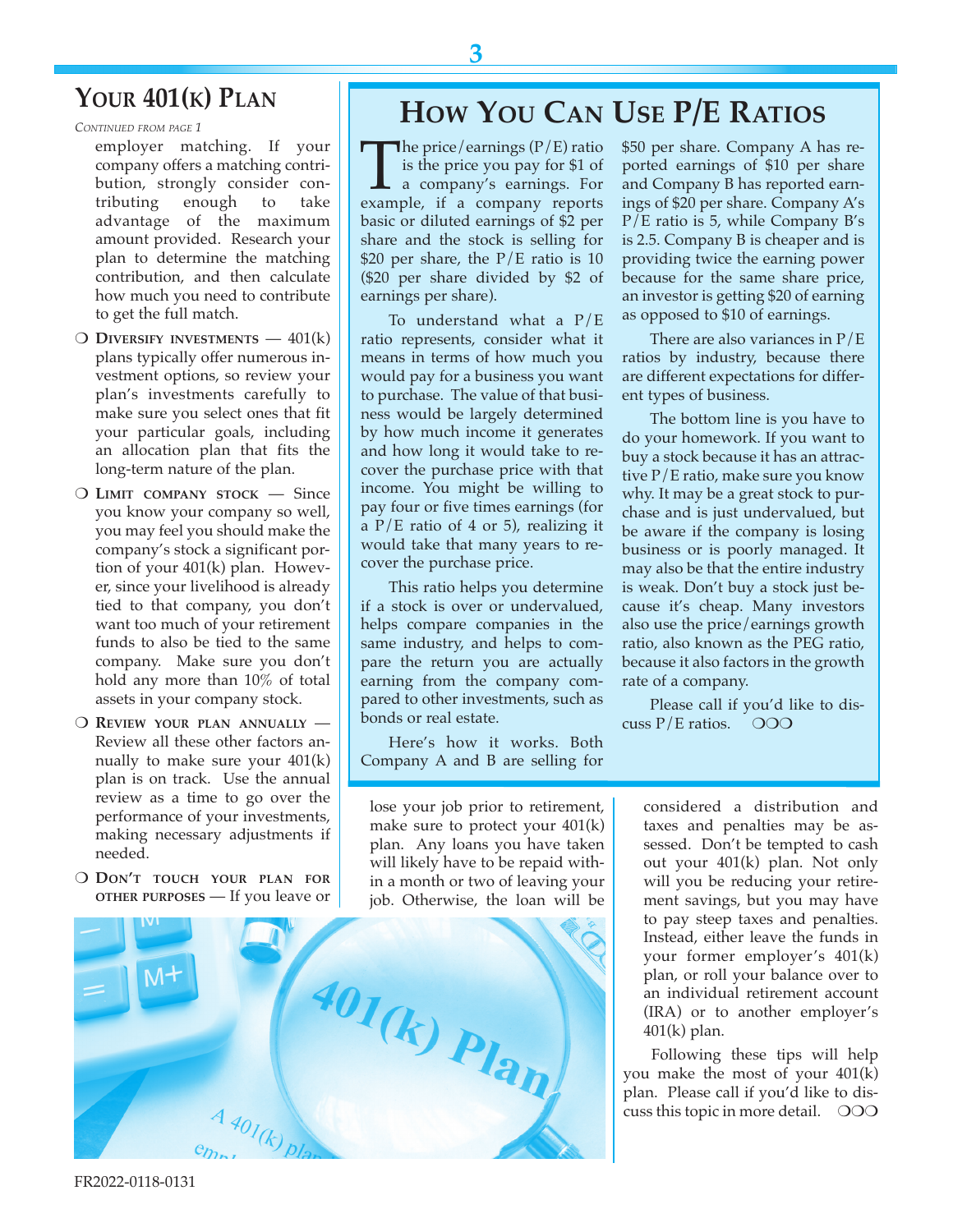## Your 401(k) Plan

*Continued from page 1*

employer matching. If your company offers a matching contribution, strongly consider contributing enough to take advantage of the maximum amount provided. Research your plan to determine the matching contribution, and then calculate how much you need to contribute to get the full match.

- **Diversify investments** — 401(k) plans typically offer numerous investment options, so review your plan's investments carefully to make sure you select ones that fit your particular goals, including an allocation plan that fits the long-term nature of the plan.
- **Limit company stock** — Since you know your company so well, you may feel you should make the company's stock a significant portion of your 401(k) plan. However, since your livelihood is already tied to that company, you don't want too much of your retirement funds to also be tied to the same company. Make sure you don't hold any more than 10% of total assets in your company stock.
- **Review your plan annually** — Review all these other factors annually to make sure your 401(k) plan is on track. Use the annual review as a time to go over the performance of your investments, making necessary adjustments if needed.
- **Don't touch your plan for other purposes** — If you leave or lose your job prior to retirement, make sure to protect your 401(k) plan. Any loans you have taken will likely have to be repaid within a month or two of leaving your job. Otherwise, the loan will be considered a distribution and taxes and penalties may be assessed. Don't be tempted to cash out your 401(k) plan. Not only will you be reducing your retirement savings, but you may have to pay steep taxes and penalties. Instead, either leave the funds in your former employer's 401(k) plan, or roll your balance over to an individual retirement account (IRA) or to another employer's 401(k) plan.

Following these tips will help you make the most of your 401(k) plan. Please call if you'd like to discuss this topic in more detail. ❍❍❍

## How You Can Use P/E Ratios

The price/earnings (P/E) ratio is the price you pay for $1 of a company's earnings. For example, if a company reports basic or diluted earnings of $2 per share and the stock is selling for $20 per share, the P/E ratio is 10 ($20 per share divided by $2 of earnings per share).

To understand what a P/E ratio represents, consider what it means in terms of how much you would pay for a business you want to purchase. The value of that business would be largely determined by how much income it generates and how long it would take to recover the purchase price with that income. You might be willing to pay four or five times earnings (for a P/E ratio of 4 or 5), realizing it would take that many years to recover the purchase price.

This ratio helps you determine if a stock is over or undervalued, helps compare companies in the same industry, and helps to compare the return you are actually earning from the company compared to other investments, such as bonds or real estate.

Here's how it works. Both Company A and B are selling for $50 per share. Company A has reported earnings of $10 per share and Company B has reported earnings of $20 per share. Company A's P/E ratio is 5, while Company B's is 2.5. Company B is cheaper and is providing twice the earning power because for the same share price, an investor is getting $20 of earning as opposed to $10 of earnings.

There are also variances in P/E ratios by industry, because there are different expectations for different types of business.

The bottom line is you have to do your homework. If you want to buy a stock because it has an attractive P/E ratio, make sure you know why. It may be a great stock to purchase and is just undervalued, but be aware if the company is losing business or is poorly managed. It may also be that the entire industry is weak. Don't buy a stock just because it's cheap. Many investors also use the price/earnings growth ratio, also known as the PEG ratio, because it also factors in the growth rate of a company.

Please call if you'd like to discuss P/E ratios. ❍❍❍

FR2022-0118-0131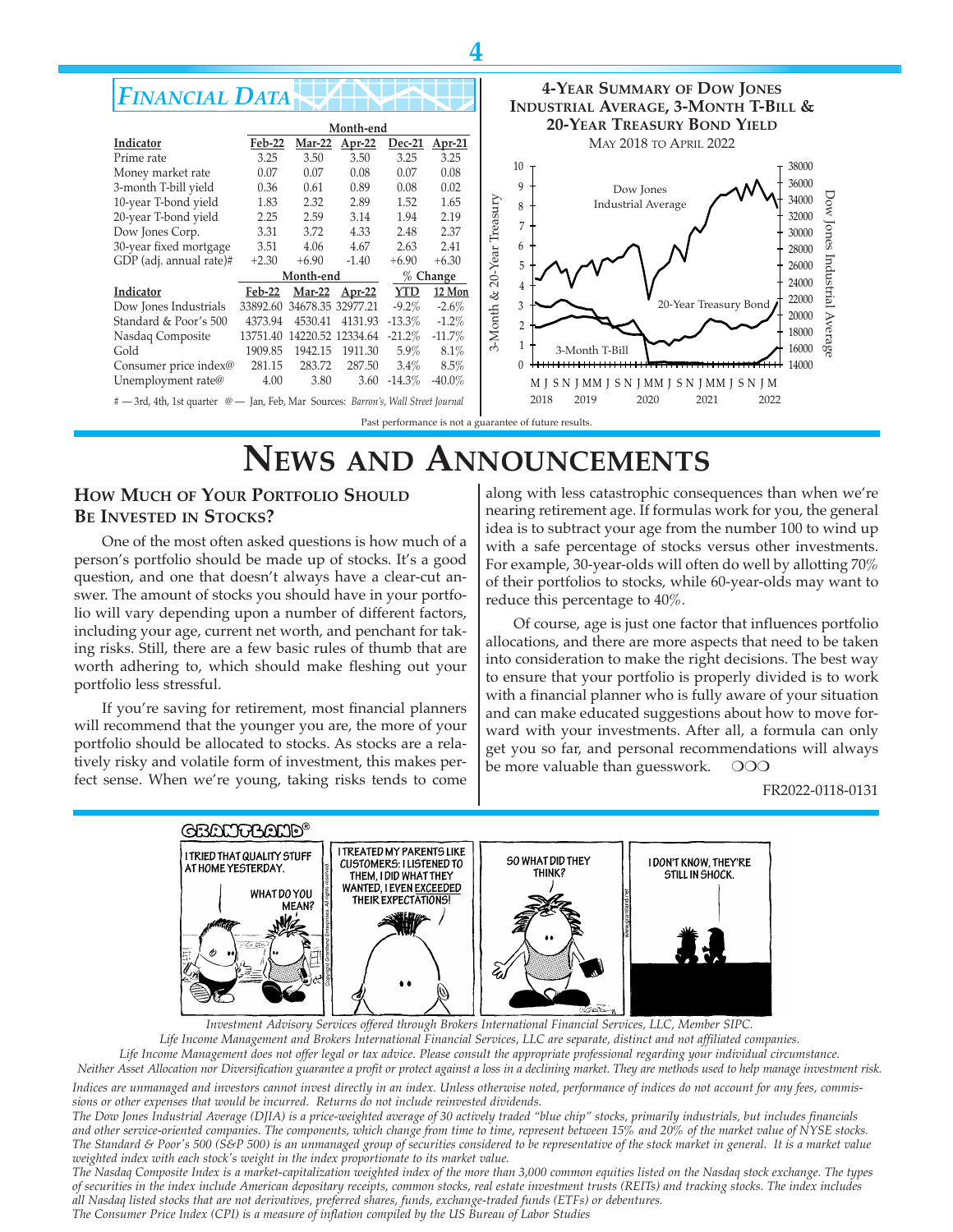## *Financial Data*

| Indicator | Feb-22 | Mar-22 | Apr-22 | Dec-21 | Apr-21 |
|---|---|---|---|---|---|
| | Month-end | | | | |
| Prime rate | 3.25 | 3.50 | 3.50 | 3.25 | 3.25 |
| Money market rate | 0.07 | 0.07 | 0.08 | 0.07 | 0.08 |
| 3-month T-bill yield | 0.36 | 0.61 | 0.89 | 0.08 | 0.02 |
| 10-year T-bond yield | 1.83 | 2.32 | 2.89 | 1.52 | 1.65 |
| 20-year T-bond yield | 2.25 | 2.59 | 3.14 | 1.94 | 2.19 |
| Dow Jones Corp. | 3.31 | 3.72 | 4.33 | 2.48 | 2.37 |
| 30-year fixed mortgage | 3.51 | 4.06 | 4.67 | 2.63 | 2.41 |
| GDP (adj. annual rate)# | +2.30 | +6.90 | -1.40 | +6.90 | +6.30 |

| Indicator | Feb-22 | Mar-22 | Apr-22 | YTD | 12 Mon |
|---|---|---|---|---|---|
| | Month-end | | | % Change | |
| Dow Jones Industrials | 33892.60 | 34678.35 | 32977.21 | -9.2% | -2.6% |
| Standard & Poor's 500 | 4373.94 | 4530.41 | 4131.93 | -13.3% | -1.2% |
| Nasdaq Composite | 13751.40 | 14220.52 | 12334.64 | -21.2% | -11.7% |
| Gold | 1909.85 | 1942.15 | 1911.30 | 5.9% | 8.1% |
| Consumer price index@ | 281.15 | 283.72 | 287.50 | 3.4% | 8.5% |
| Unemployment rate@ | 4.00 | 3.80 | 3.60 | -14.3% | -40.0% |

# — 3rd, 4th, 1st quarter @ — Jan, Feb, Mar Sources: *Barron's, Wall Street Journal*

**4-Year Summary of Dow Jones Industrial Average, 3-Month T-Bill & 20-Year Treasury Bond Yield**

May 2018 to April 2022

Dow Jones Industrial Average
20-Year Treasury Bond
3-Month T-Bill
3-Month & 20-Year Treasury
Dow Jones Industrial Average
10 9 8 7 6 5 4 3 2 1 0
38000 36000 34000 32000 30000 28000 26000 24000 22000 20000 18000 16000 14000
M J S N J M M J S N J M M J S N J M M J S N J M
2018 2019 2020 2021 2022

Past performance is not a guarantee of future results.

# News and Announcements

## How Much of Your Portfolio Should Be Invested in Stocks?

One of the most often asked questions is how much of a person's portfolio should be made up of stocks. It's a good question, and one that doesn't always have a clear-cut answer. The amount of stocks you should have in your portfolio will vary depending upon a number of different factors, including your age, current net worth, and penchant for taking risks. Still, there are a few basic rules of thumb that are worth adhering to, which should make fleshing out your portfolio less stressful.

If you're saving for retirement, most financial planners will recommend that the younger you are, the more of your portfolio should be allocated to stocks. As stocks are a relatively risky and volatile form of investment, this makes perfect sense. When we're young, taking risks tends to come along with less catastrophic consequences than when we're nearing retirement age. If formulas work for you, the general idea is to subtract your age from the number 100 to wind up with a safe percentage of stocks versus other investments. For example, 30-year-olds will often do well by allotting 70% of their portfolios to stocks, while 60-year-olds may want to reduce this percentage to 40%.

Of course, age is just one factor that influences portfolio allocations, and there are more aspects that need to be taken into consideration to make the right decisions. The best way to ensure that your portfolio is properly divided is to work with a financial planner who is fully aware of your situation and can make educated suggestions about how to move forward with your investments. After all, a formula can only get you so far, and personal recommendations will always be more valuable than guesswork. ❍❍❍

FR2022-0118-0131

*Investment Advisory Services offered through Brokers International Financial Services, LLC, Member SIPC.*
*Life Income Management and Brokers International Financial Services, LLC are separate, distinct and not affiliated companies.*
*Life Income Management does not offer legal or tax advice. Please consult the appropriate professional regarding your individual circumstance.*
*Neither Asset Allocation nor Diversification guarantee a profit or protect against a loss in a declining market. They are methods used to help manage investment risk.*

*Indices are unmanaged and investors cannot invest directly in an index. Unless otherwise noted, performance of indices do not account for any fees, commissions or other expenses that would be incurred. Returns do not include reinvested dividends.*

*The Dow Jones Industrial Average (DJIA) is a price-weighted average of 30 actively traded "blue chip" stocks, primarily industrials, but includes financials and other service-oriented companies. The components, which change from time to time, represent between 15% and 20% of the market value of NYSE stocks.*

*The Standard & Poor's 500 (S&P 500) is an unmanaged group of securities considered to be representative of the stock market in general. It is a market value weighted index with each stock's weight in the index proportionate to its market value.*

*The Nasdaq Composite Index is a market-capitalization weighted index of the more than 3,000 common equities listed on the Nasdaq stock exchange. The types of securities in the index include American depositary receipts, common stocks, real estate investment trusts (REITs) and tracking stocks. The index includes all Nasdaq listed stocks that are not derivatives, preferred shares, funds, exchange-traded funds (ETFs) or debentures.*

*The Consumer Price Index (CPI) is a measure of inflation compiled by the US Bureau of Labor Studies*